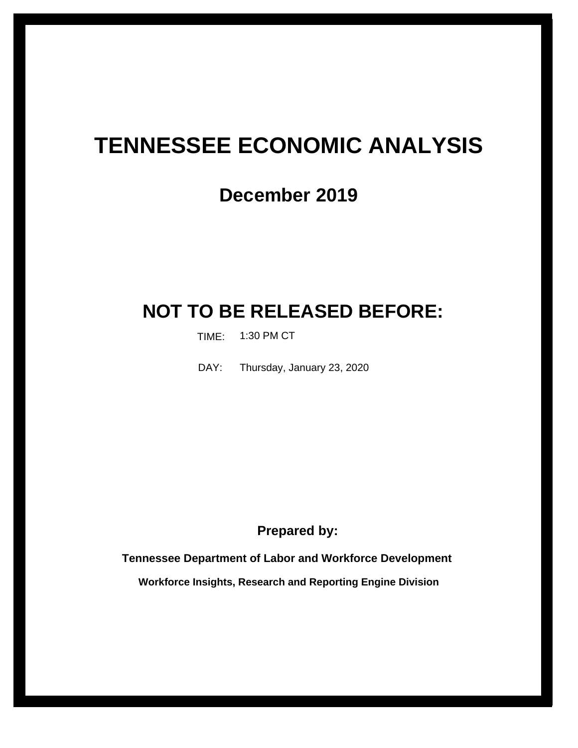# TENNESSEE ECONOMIC ANALYSIS

## December 2019

## NOT TO BE RELEASED BEFORE:

TIME: 1:30 PM CT

DAY: Thursday, January 23, 2020

**Prepared by:**

**Tennessee Department of Labor and Workforce Development**

**Workforce Insights, Research and Reporting Engine Division**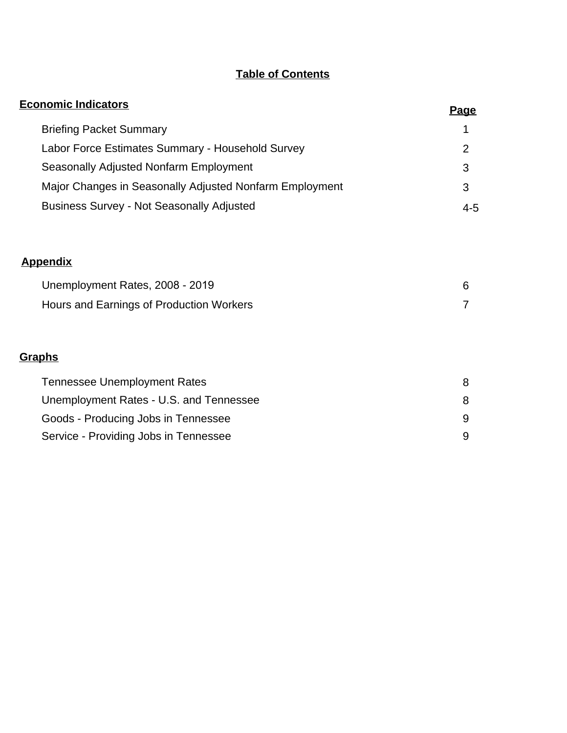# Table of Contents

| Economic Indicators | Page |
| --- | --- |
| Briefing Packet Summary | 1 |
| Labor Force Estimates Summary - Household Survey | 2 |
| Seasonally Adjusted Nonfarm Employment | 3 |
| Major Changes in Seasonally Adjusted Nonfarm Employment | 3 |
| Business Survey - Not Seasonally Adjusted | 4-5 |

| Appendix | |
| --- | --- |
| Unemployment Rates, 2008 - 2019 | 6 |
| Hours and Earnings of Production Workers | 7 |

| Graphs | |
| --- | --- |
| Tennessee Unemployment Rates | 8 |
| Unemployment Rates - U.S. and Tennessee | 8 |
| Goods - Producing Jobs in Tennessee | 9 |
| Service - Providing Jobs in Tennessee | 9 |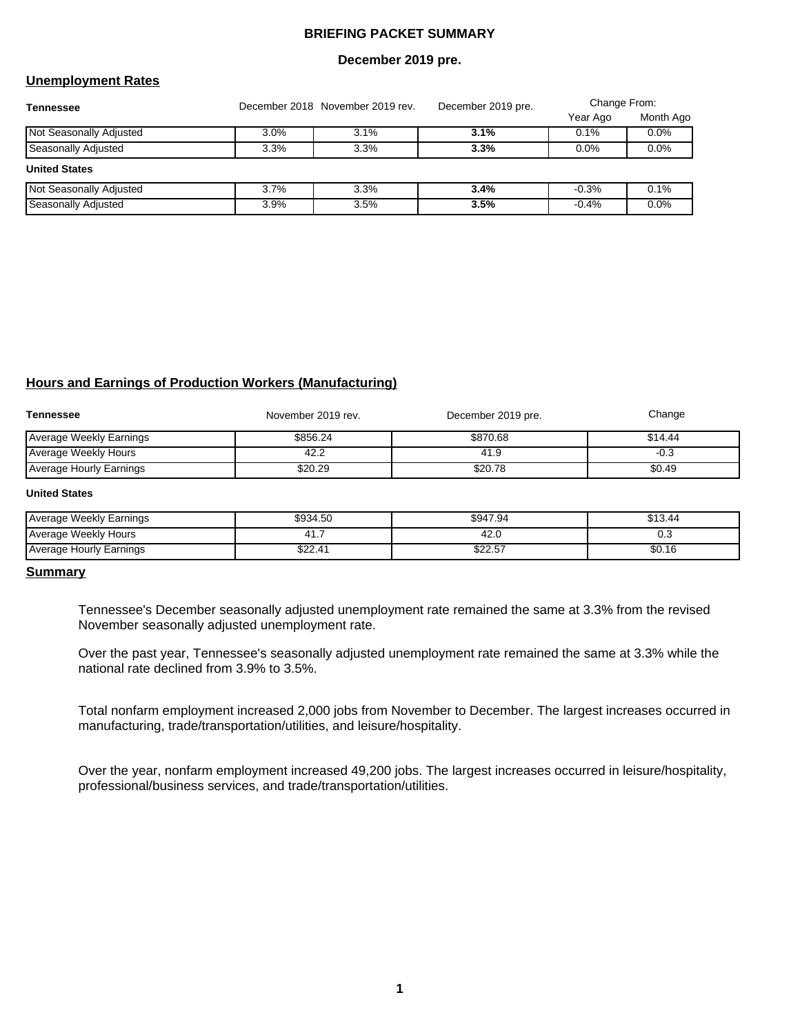# BRIEFING PACKET SUMMARY

**December 2019 pre.**

## Unemployment Rates

| Tennessee | December 2018 | November 2019 rev. | December 2019 pre. | Change From: Year Ago | Change From: Month Ago |
|---|---|---|---|---|---|
| Not Seasonally Adjusted | 3.0% | 3.1% | **3.1%** | 0.1% | 0.0% |
| Seasonally Adjusted | 3.3% | 3.3% | **3.3%** | 0.0% | 0.0% |

| United States | December 2018 | November 2019 rev. | December 2019 pre. | Change From: Year Ago | Change From: Month Ago |
|---|---|---|---|---|---|
| Not Seasonally Adjusted | 3.7% | 3.3% | **3.4%** | -0.3% | 0.1% |
| Seasonally Adjusted | 3.9% | 3.5% | **3.5%** | -0.4% | 0.0% |

## Hours and Earnings of Production Workers (Manufacturing)

| Tennessee | November 2019 rev. | December 2019 pre. | Change |
|---|---|---|---|
| Average Weekly Earnings | $856.24 | $870.68 | $14.44 |
| Average Weekly Hours | 42.2 | 41.9 | -0.3 |
| Average Hourly Earnings | $20.29 | $20.78 | $0.49 |

| United States | November 2019 rev. | December 2019 pre. | Change |
|---|---|---|---|
| Average Weekly Earnings | $934.50 | $947.94 | $13.44 |
| Average Weekly Hours | 41.7 | 42.0 | 0.3 |
| Average Hourly Earnings | $22.41 | $22.57 | $0.16 |

## Summary

Tennessee's December seasonally adjusted unemployment rate remained the same at 3.3% from the revised November seasonally adjusted unemployment rate.

Over the past year, Tennessee's seasonally adjusted unemployment rate remained the same at 3.3% while the national rate declined from 3.9% to 3.5%.

Total nonfarm employment increased 2,000 jobs from November to December. The largest increases occurred in manufacturing, trade/transportation/utilities, and leisure/hospitality.

Over the year, nonfarm employment increased 49,200 jobs. The largest increases occurred in leisure/hospitality, professional/business services, and trade/transportation/utilities.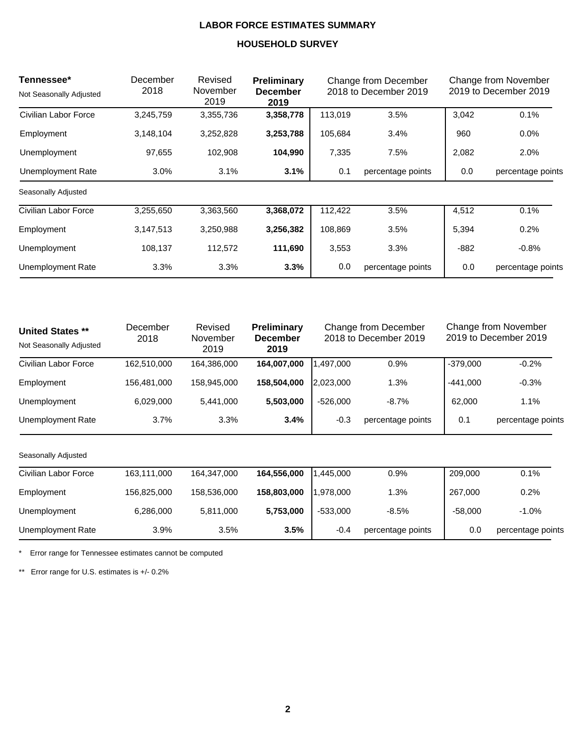# LABOR FORCE ESTIMATES SUMMARY

## HOUSEHOLD SURVEY

| **Tennessee*** | December 2018 | Revised November 2019 | **Preliminary December 2019** | Change from December 2018 to December 2019 | | Change from November 2019 to December 2019 | |
|---|---|---|---|---|---|---|---|
| Not Seasonally Adjusted | | | | | | | |
| Civilian Labor Force | 3,245,759 | 3,355,736 | **3,358,778** | 113,019 | 3.5% | 3,042 | 0.1% |
| Employment | 3,148,104 | 3,252,828 | **3,253,788** | 105,684 | 3.4% | 960 | 0.0% |
| Unemployment | 97,655 | 102,908 | **104,990** | 7,335 | 7.5% | 2,082 | 2.0% |
| Unemployment Rate | 3.0% | 3.1% | **3.1%** | 0.1 | percentage points | 0.0 | percentage points |
| Seasonally Adjusted | | | | | | | |
| Civilian Labor Force | 3,255,650 | 3,363,560 | **3,368,072** | 112,422 | 3.5% | 4,512 | 0.1% |
| Employment | 3,147,513 | 3,250,988 | **3,256,382** | 108,869 | 3.5% | 5,394 | 0.2% |
| Unemployment | 108,137 | 112,572 | **111,690** | 3,553 | 3.3% | -882 | -0.8% |
| Unemployment Rate | 3.3% | 3.3% | **3.3%** | 0.0 | percentage points | 0.0 | percentage points |

| **United States **** | December 2018 | Revised November 2019 | **Preliminary December 2019** | Change from December 2018 to December 2019 | | Change from November 2019 to December 2019 | |
|---|---|---|---|---|---|---|---|
| Not Seasonally Adjusted | | | | | | | |
| Civilian Labor Force | 162,510,000 | 164,386,000 | **164,007,000** | 1,497,000 | 0.9% | -379,000 | -0.2% |
| Employment | 156,481,000 | 158,945,000 | **158,504,000** | 2,023,000 | 1.3% | -441,000 | -0.3% |
| Unemployment | 6,029,000 | 5,441,000 | **5,503,000** | -526,000 | -8.7% | 62,000 | 1.1% |
| Unemployment Rate | 3.7% | 3.3% | **3.4%** | -0.3 | percentage points | 0.1 | percentage points |
| Seasonally Adjusted | | | | | | | |
| Civilian Labor Force | 163,111,000 | 164,347,000 | **164,556,000** | 1,445,000 | 0.9% | 209,000 | 0.1% |
| Employment | 156,825,000 | 158,536,000 | **158,803,000** | 1,978,000 | 1.3% | 267,000 | 0.2% |
| Unemployment | 6,286,000 | 5,811,000 | **5,753,000** | -533,000 | -8.5% | -58,000 | -1.0% |
| Unemployment Rate | 3.9% | 3.5% | **3.5%** | -0.4 | percentage points | 0.0 | percentage points |

* Error range for Tennessee estimates cannot be computed

** Error range for U.S. estimates is +/- 0.2%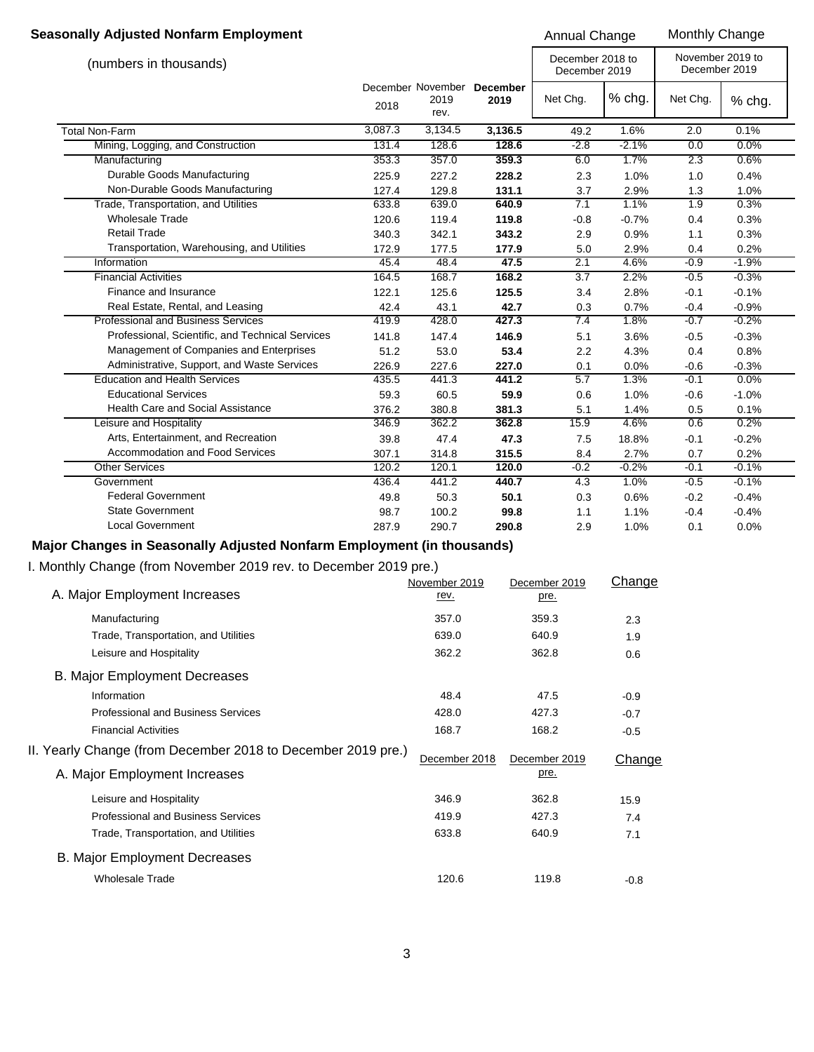## Seasonally Adjusted Nonfarm Employment

(numbers in thousands)

| | December 2018 | November 2019 rev. | **December 2019** | Annual Change December 2018 to December 2019 Net Chg. | % chg. | Monthly Change November 2019 to December 2019 Net Chg. | % chg. |
|---|---|---|---|---|---|---|---|
| Total Non-Farm | 3,087.3 | 3,134.5 | **3,136.5** | 49.2 | 1.6% | 2.0 | 0.1% |
| Mining, Logging, and Construction | 131.4 | 128.6 | **128.6** | -2.8 | -2.1% | 0.0 | 0.0% |
| Manufacturing | 353.3 | 357.0 | **359.3** | 6.0 | 1.7% | 2.3 | 0.6% |
| Durable Goods Manufacturing | 225.9 | 227.2 | **228.2** | 2.3 | 1.0% | 1.0 | 0.4% |
| Non-Durable Goods Manufacturing | 127.4 | 129.8 | **131.1** | 3.7 | 2.9% | 1.3 | 1.0% |
| Trade, Transportation, and Utilities | 633.8 | 639.0 | **640.9** | 7.1 | 1.1% | 1.9 | 0.3% |
| Wholesale Trade | 120.6 | 119.4 | **119.8** | -0.8 | -0.7% | 0.4 | 0.3% |
| Retail Trade | 340.3 | 342.1 | **343.2** | 2.9 | 0.9% | 1.1 | 0.3% |
| Transportation, Warehousing, and Utilities | 172.9 | 177.5 | **177.9** | 5.0 | 2.9% | 0.4 | 0.2% |
| Information | 45.4 | 48.4 | **47.5** | 2.1 | 4.6% | -0.9 | -1.9% |
| Financial Activities | 164.5 | 168.7 | **168.2** | 3.7 | 2.2% | -0.5 | -0.3% |
| Finance and Insurance | 122.1 | 125.6 | **125.5** | 3.4 | 2.8% | -0.1 | -0.1% |
| Real Estate, Rental, and Leasing | 42.4 | 43.1 | **42.7** | 0.3 | 0.7% | -0.4 | -0.9% |
| Professional and Business Services | 419.9 | 428.0 | **427.3** | 7.4 | 1.8% | -0.7 | -0.2% |
| Professional, Scientific, and Technical Services | 141.8 | 147.4 | **146.9** | 5.1 | 3.6% | -0.5 | -0.3% |
| Management of Companies and Enterprises | 51.2 | 53.0 | **53.4** | 2.2 | 4.3% | 0.4 | 0.8% |
| Administrative, Support, and Waste Services | 226.9 | 227.6 | **227.0** | 0.1 | 0.0% | -0.6 | -0.3% |
| Education and Health Services | 435.5 | 441.3 | **441.2** | 5.7 | 1.3% | -0.1 | 0.0% |
| Educational Services | 59.3 | 60.5 | **59.9** | 0.6 | 1.0% | -0.6 | -1.0% |
| Health Care and Social Assistance | 376.2 | 380.8 | **381.3** | 5.1 | 1.4% | 0.5 | 0.1% |
| Leisure and Hospitality | 346.9 | 362.2 | **362.8** | 15.9 | 4.6% | 0.6 | 0.2% |
| Arts, Entertainment, and Recreation | 39.8 | 47.4 | **47.3** | 7.5 | 18.8% | -0.1 | -0.2% |
| Accommodation and Food Services | 307.1 | 314.8 | **315.5** | 8.4 | 2.7% | 0.7 | 0.2% |
| Other Services | 120.2 | 120.1 | **120.0** | -0.2 | -0.2% | -0.1 | -0.1% |
| Government | 436.4 | 441.2 | **440.7** | 4.3 | 1.0% | -0.5 | -0.1% |
| Federal Government | 49.8 | 50.3 | **50.1** | 0.3 | 0.6% | -0.2 | -0.4% |
| State Government | 98.7 | 100.2 | **99.8** | 1.1 | 1.1% | -0.4 | -0.4% |
| Local Government | 287.9 | 290.7 | **290.8** | 2.9 | 1.0% | 0.1 | 0.0% |

## Major Changes in Seasonally Adjusted Nonfarm Employment (in thousands)

I. Monthly Change (from November 2019 rev. to December 2019 pre.)

| | November 2019 rev. | December 2019 pre. | Change |
|---|---|---|---|
| **A. Major Employment Increases** | | | |
| Manufacturing | 357.0 | 359.3 | 2.3 |
| Trade, Transportation, and Utilities | 639.0 | 640.9 | 1.9 |
| Leisure and Hospitality | 362.2 | 362.8 | 0.6 |
| **B. Major Employment Decreases** | | | |
| Information | 48.4 | 47.5 | -0.9 |
| Professional and Business Services | 428.0 | 427.3 | -0.7 |
| Financial Activities | 168.7 | 168.2 | -0.5 |

II. Yearly Change (from December 2018 to December 2019 pre.)

| | December 2018 | December 2019 pre. | Change |
|---|---|---|---|
| **A. Major Employment Increases** | | | |
| Leisure and Hospitality | 346.9 | 362.8 | 15.9 |
| Professional and Business Services | 419.9 | 427.3 | 7.4 |
| Trade, Transportation, and Utilities | 633.8 | 640.9 | 7.1 |
| **B. Major Employment Decreases** | | | |
| Wholesale Trade | 120.6 | 119.8 | -0.8 |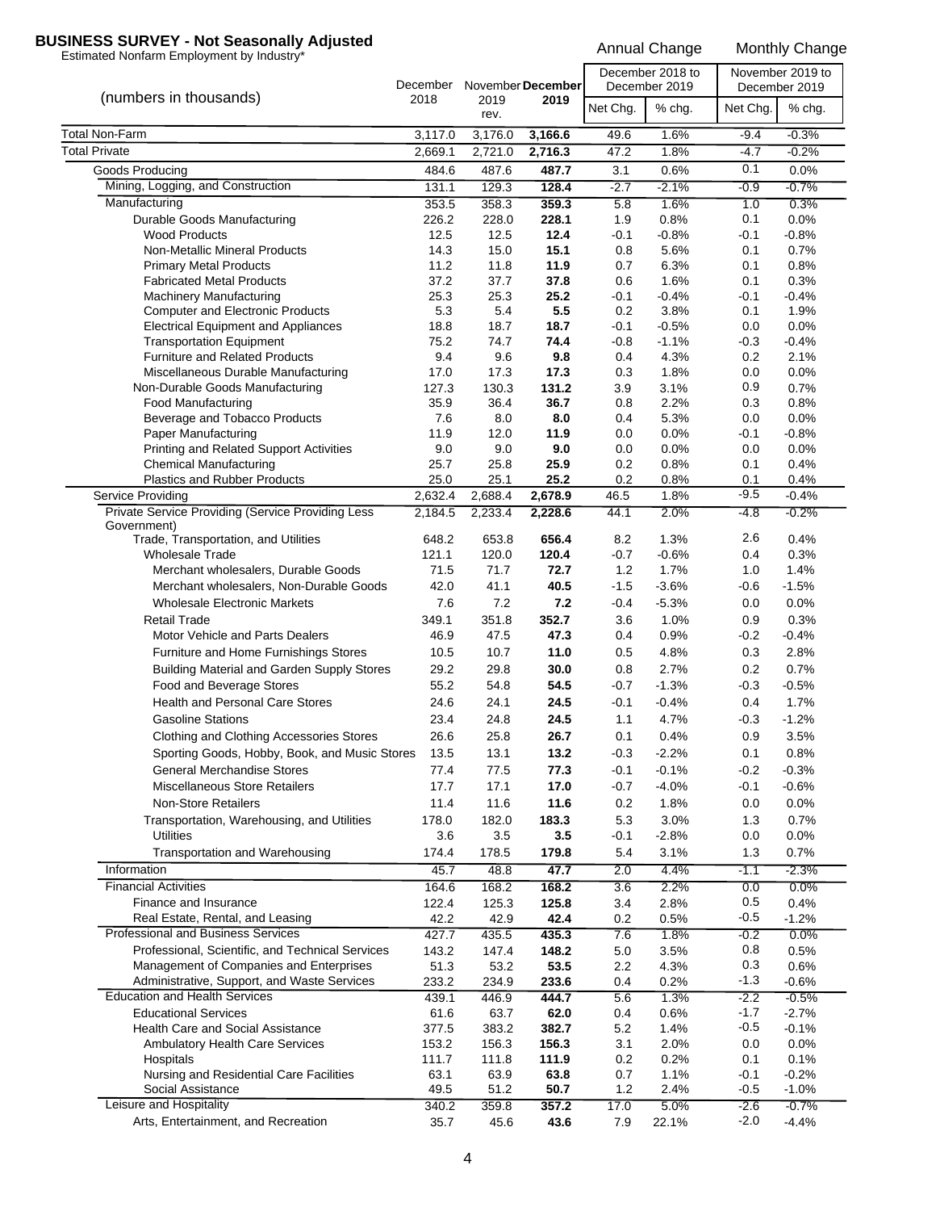# BUSINESS SURVEY - Not Seasonally Adjusted

Estimated Nonfarm Employment by Industry*

| (numbers in thousands) | December 2018 | November 2019 rev. | **December 2019** | Annual Change: December 2018 to December 2019 Net Chg. | Annual Change: December 2018 to December 2019 % chg. | Monthly Change: November 2019 to December 2019 Net Chg. | Monthly Change: November 2019 to December 2019 % chg. |
|---|---|---|---|---|---|---|---|
| Total Non-Farm | 3,117.0 | 3,176.0 | **3,166.6** | 49.6 | 1.6% | -9.4 | -0.3% |
| Total Private | 2,669.1 | 2,721.0 | **2,716.3** | 47.2 | 1.8% | -4.7 | -0.2% |
| Goods Producing | 484.6 | 487.6 | **487.7** | 3.1 | 0.6% | 0.1 | 0.0% |
| Mining, Logging, and Construction | 131.1 | 129.3 | **128.4** | -2.7 | -2.1% | -0.9 | -0.7% |
| Manufacturing | 353.5 | 358.3 | **359.3** | 5.8 | 1.6% | 1.0 | 0.3% |
| Durable Goods Manufacturing | 226.2 | 228.0 | **228.1** | 1.9 | 0.8% | 0.1 | 0.0% |
| Wood Products | 12.5 | 12.5 | **12.4** | -0.1 | -0.8% | -0.1 | -0.8% |
| Non-Metallic Mineral Products | 14.3 | 15.0 | **15.1** | 0.8 | 5.6% | 0.1 | 0.7% |
| Primary Metal Products | 11.2 | 11.8 | **11.9** | 0.7 | 6.3% | 0.1 | 0.8% |
| Fabricated Metal Products | 37.2 | 37.7 | **37.8** | 0.6 | 1.6% | 0.1 | 0.3% |
| Machinery Manufacturing | 25.3 | 25.3 | **25.2** | -0.1 | -0.4% | -0.1 | -0.4% |
| Computer and Electronic Products | 5.3 | 5.4 | **5.5** | 0.2 | 3.8% | 0.1 | 1.9% |
| Electrical Equipment and Appliances | 18.8 | 18.7 | **18.7** | -0.1 | -0.5% | 0.0 | 0.0% |
| Transportation Equipment | 75.2 | 74.7 | **74.4** | -0.8 | -1.1% | -0.3 | -0.4% |
| Furniture and Related Products | 9.4 | 9.6 | **9.8** | 0.4 | 4.3% | 0.2 | 2.1% |
| Miscellaneous Durable Manufacturing | 17.0 | 17.3 | **17.3** | 0.3 | 1.8% | 0.0 | 0.0% |
| Non-Durable Goods Manufacturing | 127.3 | 130.3 | **131.2** | 3.9 | 3.1% | 0.9 | 0.7% |
| Food Manufacturing | 35.9 | 36.4 | **36.7** | 0.8 | 2.2% | 0.3 | 0.8% |
| Beverage and Tobacco Products | 7.6 | 8.0 | **8.0** | 0.4 | 5.3% | 0.0 | 0.0% |
| Paper Manufacturing | 11.9 | 12.0 | **11.9** | 0.0 | 0.0% | -0.1 | -0.8% |
| Printing and Related Support Activities | 9.0 | 9.0 | **9.0** | 0.0 | 0.0% | 0.0 | 0.0% |
| Chemical Manufacturing | 25.7 | 25.8 | **25.9** | 0.2 | 0.8% | 0.1 | 0.4% |
| Plastics and Rubber Products | 25.0 | 25.1 | **25.2** | 0.2 | 0.8% | 0.1 | 0.4% |
| Service Providing | 2,632.4 | 2,688.4 | **2,678.9** | 46.5 | 1.8% | -9.5 | -0.4% |
| Private Service Providing (Service Providing Less Government) | 2,184.5 | 2,233.4 | **2,228.6** | 44.1 | 2.0% | -4.8 | -0.2% |
| Trade, Transportation, and Utilities | 648.2 | 653.8 | **656.4** | 8.2 | 1.3% | 2.6 | 0.4% |
| Wholesale Trade | 121.1 | 120.0 | **120.4** | -0.7 | -0.6% | 0.4 | 0.3% |
| Merchant wholesalers, Durable Goods | 71.5 | 71.7 | **72.7** | 1.2 | 1.7% | 1.0 | 1.4% |
| Merchant wholesalers, Non-Durable Goods | 42.0 | 41.1 | **40.5** | -1.5 | -3.6% | -0.6 | -1.5% |
| Wholesale Electronic Markets | 7.6 | 7.2 | **7.2** | -0.4 | -5.3% | 0.0 | 0.0% |
| Retail Trade | 349.1 | 351.8 | **352.7** | 3.6 | 1.0% | 0.9 | 0.3% |
| Motor Vehicle and Parts Dealers | 46.9 | 47.5 | **47.3** | 0.4 | 0.9% | -0.2 | -0.4% |
| Furniture and Home Furnishings Stores | 10.5 | 10.7 | **11.0** | 0.5 | 4.8% | 0.3 | 2.8% |
| Building Material and Garden Supply Stores | 29.2 | 29.8 | **30.0** | 0.8 | 2.7% | 0.2 | 0.7% |
| Food and Beverage Stores | 55.2 | 54.8 | **54.5** | -0.7 | -1.3% | -0.3 | -0.5% |
| Health and Personal Care Stores | 24.6 | 24.1 | **24.5** | -0.1 | -0.4% | 0.4 | 1.7% |
| Gasoline Stations | 23.4 | 24.8 | **24.5** | 1.1 | 4.7% | -0.3 | -1.2% |
| Clothing and Clothing Accessories Stores | 26.6 | 25.8 | **26.7** | 0.1 | 0.4% | 0.9 | 3.5% |
| Sporting Goods, Hobby, Book, and Music Stores | 13.5 | 13.1 | **13.2** | -0.3 | -2.2% | 0.1 | 0.8% |
| General Merchandise Stores | 77.4 | 77.5 | **77.3** | -0.1 | -0.1% | -0.2 | -0.3% |
| Miscellaneous Store Retailers | 17.7 | 17.1 | **17.0** | -0.7 | -4.0% | -0.1 | -0.6% |
| Non-Store Retailers | 11.4 | 11.6 | **11.6** | 0.2 | 1.8% | 0.0 | 0.0% |
| Transportation, Warehousing, and Utilities | 178.0 | 182.0 | **183.3** | 5.3 | 3.0% | 1.3 | 0.7% |
| Utilities | 3.6 | 3.5 | **3.5** | -0.1 | -2.8% | 0.0 | 0.0% |
| Transportation and Warehousing | 174.4 | 178.5 | **179.8** | 5.4 | 3.1% | 1.3 | 0.7% |
| Information | 45.7 | 48.8 | **47.7** | 2.0 | 4.4% | -1.1 | -2.3% |
| Financial Activities | 164.6 | 168.2 | **168.2** | 3.6 | 2.2% | 0.0 | 0.0% |
| Finance and Insurance | 122.4 | 125.3 | **125.8** | 3.4 | 2.8% | 0.5 | 0.4% |
| Real Estate, Rental, and Leasing | 42.2 | 42.9 | **42.4** | 0.2 | 0.5% | -0.5 | -1.2% |
| Professional and Business Services | 427.7 | 435.5 | **435.3** | 7.6 | 1.8% | -0.2 | 0.0% |
| Professional, Scientific, and Technical Services | 143.2 | 147.4 | **148.2** | 5.0 | 3.5% | 0.8 | 0.5% |
| Management of Companies and Enterprises | 51.3 | 53.2 | **53.5** | 2.2 | 4.3% | 0.3 | 0.6% |
| Administrative, Support, and Waste Services | 233.2 | 234.9 | **233.6** | 0.4 | 0.2% | -1.3 | -0.6% |
| Education and Health Services | 439.1 | 446.9 | **444.7** | 5.6 | 1.3% | -2.2 | -0.5% |
| Educational Services | 61.6 | 63.7 | **62.0** | 0.4 | 0.6% | -1.7 | -2.7% |
| Health Care and Social Assistance | 377.5 | 383.2 | **382.7** | 5.2 | 1.4% | -0.5 | -0.1% |
| Ambulatory Health Care Services | 153.2 | 156.3 | **156.3** | 3.1 | 2.0% | 0.0 | 0.0% |
| Hospitals | 111.7 | 111.8 | **111.9** | 0.2 | 0.2% | 0.1 | 0.1% |
| Nursing and Residential Care Facilities | 63.1 | 63.9 | **63.8** | 0.7 | 1.1% | -0.1 | -0.2% |
| Social Assistance | 49.5 | 51.2 | **50.7** | 1.2 | 2.4% | -0.5 | -1.0% |
| Leisure and Hospitality | 340.2 | 359.8 | **357.2** | 17.0 | 5.0% | -2.6 | -0.7% |
| Arts, Entertainment, and Recreation | 35.7 | 45.6 | **43.6** | 7.9 | 22.1% | -2.0 | -4.4% |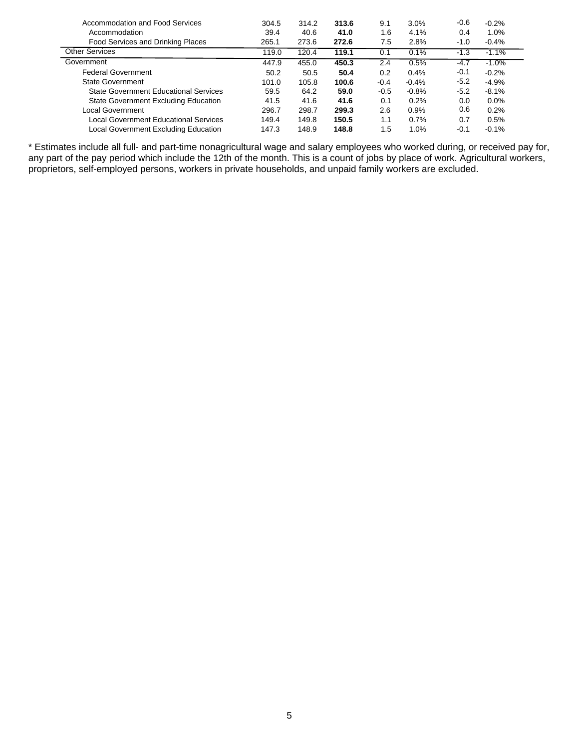| | | | | | | | |
|---|---|---|---|---|---|---|---|
| Accommodation and Food Services | 304.5 | 314.2 | **313.6** | 9.1 | 3.0% | -0.6 | -0.2% |
| Accommodation | 39.4 | 40.6 | **41.0** | 1.6 | 4.1% | 0.4 | 1.0% |
| Food Services and Drinking Places | 265.1 | 273.6 | **272.6** | 7.5 | 2.8% | -1.0 | -0.4% |
| Other Services | 119.0 | 120.4 | **119.1** | 0.1 | 0.1% | -1.3 | -1.1% |
| Government | 447.9 | 455.0 | **450.3** | 2.4 | 0.5% | -4.7 | -1.0% |
| Federal Government | 50.2 | 50.5 | **50.4** | 0.2 | 0.4% | -0.1 | -0.2% |
| State Government | 101.0 | 105.8 | **100.6** | -0.4 | -0.4% | -5.2 | -4.9% |
| State Government Educational Services | 59.5 | 64.2 | **59.0** | -0.5 | -0.8% | -5.2 | -8.1% |
| State Government Excluding Education | 41.5 | 41.6 | **41.6** | 0.1 | 0.2% | 0.0 | 0.0% |
| Local Government | 296.7 | 298.7 | **299.3** | 2.6 | 0.9% | 0.6 | 0.2% |
| Local Government Educational Services | 149.4 | 149.8 | **150.5** | 1.1 | 0.7% | 0.7 | 0.5% |
| Local Government Excluding Education | 147.3 | 148.9 | **148.8** | 1.5 | 1.0% | -0.1 | -0.1% |

* Estimates include all full- and part-time nonagricultural wage and salary employees who worked during, or received pay for, any part of the pay period which include the 12th of the month. This is a count of jobs by place of work. Agricultural workers, proprietors, self-employed persons, workers in private households, and unpaid family workers are excluded.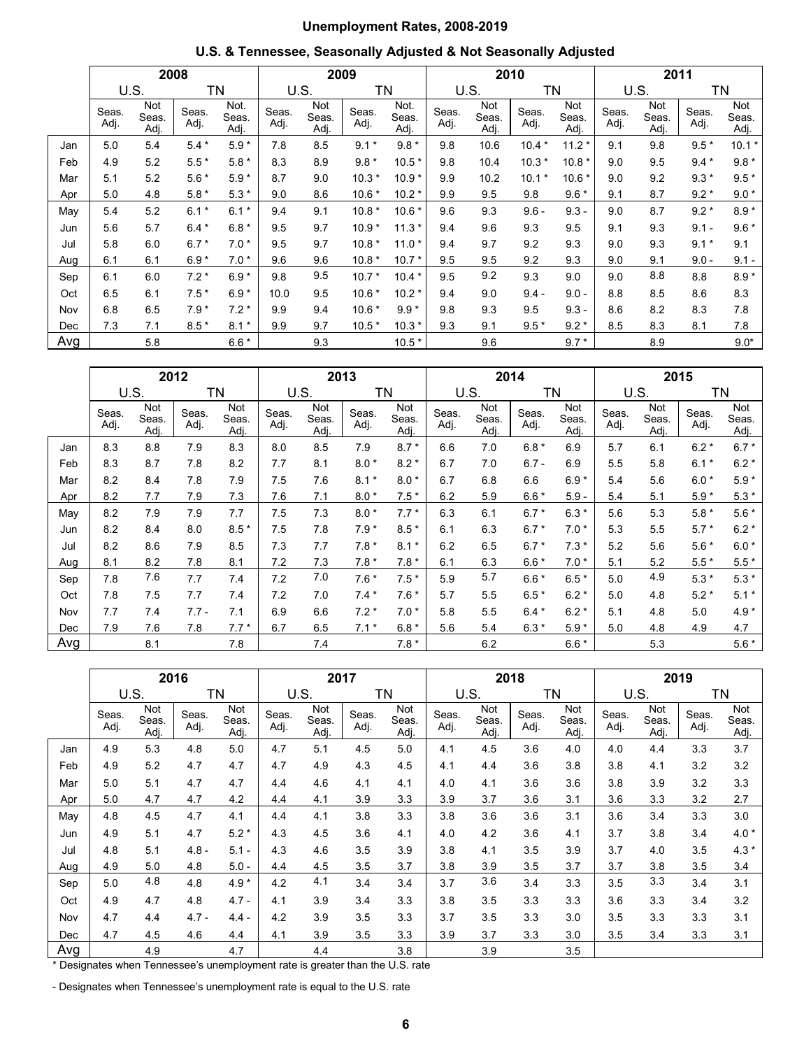# Unemployment Rates, 2008-2019

## U.S. & Tennessee, Seasonally Adjusted & Not Seasonally Adjusted

| | 2008 | | | | 2009 | | | | 2010 | | | | 2011 | | | |
|---|---|---|---|---|---|---|---|---|---|---|---|---|---|---|---|---|
| | U.S. | | TN | | U.S. | | TN | | U.S. | | TN | | U.S. | | TN | |
| | Seas. Adj. | Not Seas. Adj. | Seas. Adj. | Not. Seas. Adj. | Seas. Adj. | Not Seas. Adj. | Seas. Adj. | Not. Seas. Adj. | Seas. Adj. | Not Seas. Adj. | Seas. Adj. | Not Seas. Adj. | Seas. Adj. | Not Seas. Adj. | Seas. Adj. | Not Seas. Adj. |
| Jan | 5.0 | 5.4 | 5.4 * | 5.9 * | 7.8 | 8.5 | 9.1 * | 9.8 * | 9.8 | 10.6 | 10.4 * | 11.2 * | 9.1 | 9.8 | 9.5 * | 10.1 * |
| Feb | 4.9 | 5.2 | 5.5 * | 5.8 * | 8.3 | 8.9 | 9.8 * | 10.5 * | 9.8 | 10.4 | 10.3 * | 10.8 * | 9.0 | 9.5 | 9.4 * | 9.8 * |
| Mar | 5.1 | 5.2 | 5.6 * | 5.9 * | 8.7 | 9.0 | 10.3 * | 10.9 * | 9.9 | 10.2 | 10.1 * | 10.6 * | 9.0 | 9.2 | 9.3 * | 9.5 * |
| Apr | 5.0 | 4.8 | 5.8 * | 5.3 * | 9.0 | 8.6 | 10.6 * | 10.2 * | 9.9 | 9.5 | 9.8 | 9.6 * | 9.1 | 8.7 | 9.2 * | 9.0 * |
| May | 5.4 | 5.2 | 6.1 * | 6.1 * | 9.4 | 9.1 | 10.8 * | 10.6 * | 9.6 | 9.3 | 9.6 - | 9.3 - | 9.0 | 8.7 | 9.2 * | 8.9 * |
| Jun | 5.6 | 5.7 | 6.4 * | 6.8 * | 9.5 | 9.7 | 10.9 * | 11.3 * | 9.4 | 9.6 | 9.3 | 9.5 | 9.1 | 9.3 | 9.1 - | 9.6 * |
| Jul | 5.8 | 6.0 | 6.7 * | 7.0 * | 9.5 | 9.7 | 10.8 * | 11.0 * | 9.4 | 9.7 | 9.2 | 9.3 | 9.0 | 9.3 | 9.1 * | 9.1 |
| Aug | 6.1 | 6.1 | 6.9 * | 7.0 * | 9.6 | 9.6 | 10.8 * | 10.7 * | 9.5 | 9.5 | 9.2 | 9.3 | 9.0 | 9.1 | 9.0 - | 9.1 - |
| Sep | 6.1 | 6.0 | 7.2 * | 6.9 * | 9.8 | 9.5 | 10.7 * | 10.4 * | 9.5 | 9.2 | 9.3 | 9.0 | 9.0 | 8.8 | 8.8 | 8.9 * |
| Oct | 6.5 | 6.1 | 7.5 * | 6.9 * | 10.0 | 9.5 | 10.6 * | 10.2 * | 9.4 | 9.0 | 9.4 - | 9.0 - | 8.8 | 8.5 | 8.6 | 8.3 |
| Nov | 6.8 | 6.5 | 7.9 * | 7.2 * | 9.9 | 9.4 | 10.6 * | 9.9 * | 9.8 | 9.3 | 9.5 | 9.3 - | 8.6 | 8.2 | 8.3 | 7.8 |
| Dec | 7.3 | 7.1 | 8.5 * | 8.1 * | 9.9 | 9.7 | 10.5 * | 10.3 * | 9.3 | 9.1 | 9.5 * | 9.2 * | 8.5 | 8.3 | 8.1 | 7.8 |
| Avg | | 5.8 | | 6.6 * | | 9.3 | | 10.5 * | | 9.6 | | 9.7 * | | 8.9 | | 9.0* |

| | 2012 | | | | 2013 | | | | 2014 | | | | 2015 | | | |
|---|---|---|---|---|---|---|---|---|---|---|---|---|---|---|---|---|
| | U.S. | | TN | | U.S. | | TN | | U.S. | | TN | | U.S. | | TN | |
| | Seas. Adj. | Not Seas. Adj. | Seas. Adj. | Not Seas. Adj. | Seas. Adj. | Not Seas. Adj. | Seas. Adj. | Not Seas. Adj. | Seas. Adj. | Not Seas. Adj. | Seas. Adj. | Not Seas. Adj. | Seas. Adj. | Not Seas. Adj. | Seas. Adj. | Not Seas. Adj. |
| Jan | 8.3 | 8.8 | 7.9 | 8.3 | 8.0 | 8.5 | 7.9 | 8.7 * | 6.6 | 7.0 | 6.8 * | 6.9 | 5.7 | 6.1 | 6.2 * | 6.7 * |
| Feb | 8.3 | 8.7 | 7.8 | 8.2 | 7.7 | 8.1 | 8.0 * | 8.2 * | 6.7 | 7.0 | 6.7 - | 6.9 | 5.5 | 5.8 | 6.1 * | 6.2 * |
| Mar | 8.2 | 8.4 | 7.8 | 7.9 | 7.5 | 7.6 | 8.1 * | 8.0 * | 6.7 | 6.8 | 6.6 | 6.9 * | 5.4 | 5.6 | 6.0 * | 5.9 * |
| Apr | 8.2 | 7.7 | 7.9 | 7.3 | 7.6 | 7.1 | 8.0 * | 7.5 * | 6.2 | 5.9 | 6.6 * | 5.9 - | 5.4 | 5.1 | 5.9 * | 5.3 * |
| May | 8.2 | 7.9 | 7.9 | 7.7 | 7.5 | 7.3 | 8.0 * | 7.7 * | 6.3 | 6.1 | 6.7 * | 6.3 * | 5.6 | 5.3 | 5.8 * | 5.6 * |
| Jun | 8.2 | 8.4 | 8.0 | 8.5 * | 7.5 | 7.8 | 7.9 * | 8.5 * | 6.1 | 6.3 | 6.7 * | 7.0 * | 5.3 | 5.5 | 5.7 * | 6.2 * |
| Jul | 8.2 | 8.6 | 7.9 | 8.5 | 7.3 | 7.7 | 7.8 * | 8.1 * | 6.2 | 6.5 | 6.7 * | 7.3 * | 5.2 | 5.6 | 5.6 * | 6.0 * |
| Aug | 8.1 | 8.2 | 7.8 | 8.1 | 7.2 | 7.3 | 7.8 * | 7.8 * | 6.1 | 6.3 | 6.6 * | 7.0 * | 5.1 | 5.2 | 5.5 * | 5.5 * |
| Sep | 7.8 | 7.6 | 7.7 | 7.4 | 7.2 | 7.0 | 7.6 * | 7.5 * | 5.9 | 5.7 | 6.6 * | 6.5 * | 5.0 | 4.9 | 5.3 * | 5.3 * |
| Oct | 7.8 | 7.5 | 7.7 | 7.4 | 7.2 | 7.0 | 7.4 * | 7.6 * | 5.7 | 5.5 | 6.5 * | 6.2 * | 5.0 | 4.8 | 5.2 * | 5.1 * |
| Nov | 7.7 | 7.4 | 7.7 - | 7.1 | 6.9 | 6.6 | 7.2 * | 7.0 * | 5.8 | 5.5 | 6.4 * | 6.2 * | 5.1 | 4.8 | 5.0 | 4.9 * |
| Dec | 7.9 | 7.6 | 7.8 | 7.7 * | 6.7 | 6.5 | 7.1 * | 6.8 * | 5.6 | 5.4 | 6.3 * | 5.9 * | 5.0 | 4.8 | 4.9 | 4.7 |
| Avg | | 8.1 | | 7.8 | | 7.4 | | 7.8 * | | 6.2 | | 6.6 * | | 5.3 | | 5.6 * |

| | 2016 | | | | 2017 | | | | 2018 | | | | 2019 | | | |
|---|---|---|---|---|---|---|---|---|---|---|---|---|---|---|---|---|
| | U.S. | | TN | | U.S. | | TN | | U.S. | | TN | | U.S. | | TN | |
| | Seas. Adj. | Not Seas. Adj. | Seas. Adj. | Not Seas. Adj. | Seas. Adj. | Not Seas. Adj. | Seas. Adj. | Not Seas. Adj. | Seas. Adj. | Not Seas. Adj. | Seas. Adj. | Not Seas. Adj. | Seas. Adj. | Not Seas. Adj. | Seas. Adj. | Not Seas. Adj. |
| Jan | 4.9 | 5.3 | 4.8 | 5.0 | 4.7 | 5.1 | 4.5 | 5.0 | 4.1 | 4.5 | 3.6 | 4.0 | 4.0 | 4.4 | 3.3 | 3.7 |
| Feb | 4.9 | 5.2 | 4.7 | 4.7 | 4.7 | 4.9 | 4.3 | 4.5 | 4.1 | 4.4 | 3.6 | 3.8 | 3.8 | 4.1 | 3.2 | 3.2 |
| Mar | 5.0 | 5.1 | 4.7 | 4.7 | 4.4 | 4.6 | 4.1 | 4.1 | 4.0 | 4.1 | 3.6 | 3.6 | 3.8 | 3.9 | 3.2 | 3.3 |
| Apr | 5.0 | 4.7 | 4.7 | 4.2 | 4.4 | 4.1 | 3.9 | 3.3 | 3.9 | 3.7 | 3.6 | 3.1 | 3.6 | 3.3 | 3.2 | 2.7 |
| May | 4.8 | 4.5 | 4.7 | 4.1 | 4.4 | 4.1 | 3.8 | 3.3 | 3.8 | 3.6 | 3.6 | 3.1 | 3.6 | 3.4 | 3.3 | 3.0 |
| Jun | 4.9 | 5.1 | 4.7 | 5.2 * | 4.3 | 4.5 | 3.6 | 4.1 | 4.0 | 4.2 | 3.6 | 4.1 | 3.7 | 3.8 | 3.4 | 4.0 * |
| Jul | 4.8 | 5.1 | 4.8 - | 5.1 - | 4.3 | 4.6 | 3.5 | 3.9 | 3.8 | 4.1 | 3.5 | 3.9 | 3.7 | 4.0 | 3.5 | 4.3 * |
| Aug | 4.9 | 5.0 | 4.8 | 5.0 - | 4.4 | 4.5 | 3.5 | 3.7 | 3.8 | 3.9 | 3.5 | 3.7 | 3.7 | 3.8 | 3.5 | 3.4 |
| Sep | 5.0 | 4.8 | 4.8 | 4.9 * | 4.2 | 4.1 | 3.4 | 3.4 | 3.7 | 3.6 | 3.4 | 3.3 | 3.5 | 3.3 | 3.4 | 3.1 |
| Oct | 4.9 | 4.7 | 4.8 | 4.7 - | 4.1 | 3.9 | 3.4 | 3.3 | 3.8 | 3.5 | 3.3 | 3.3 | 3.6 | 3.3 | 3.4 | 3.2 |
| Nov | 4.7 | 4.4 | 4.7 - | 4.4 - | 4.2 | 3.9 | 3.5 | 3.3 | 3.7 | 3.5 | 3.3 | 3.0 | 3.5 | 3.3 | 3.3 | 3.1 |
| Dec | 4.7 | 4.5 | 4.6 | 4.4 | 4.1 | 3.9 | 3.5 | 3.3 | 3.9 | 3.7 | 3.3 | 3.0 | 3.5 | 3.4 | 3.3 | 3.1 |
| Avg | | 4.9 | | 4.7 | | 4.4 | | 3.8 | | 3.9 | | 3.5 | | | | |

* Designates when Tennessee's unemployment rate is greater than the U.S. rate

- Designates when Tennessee's unemployment rate is equal to the U.S. rate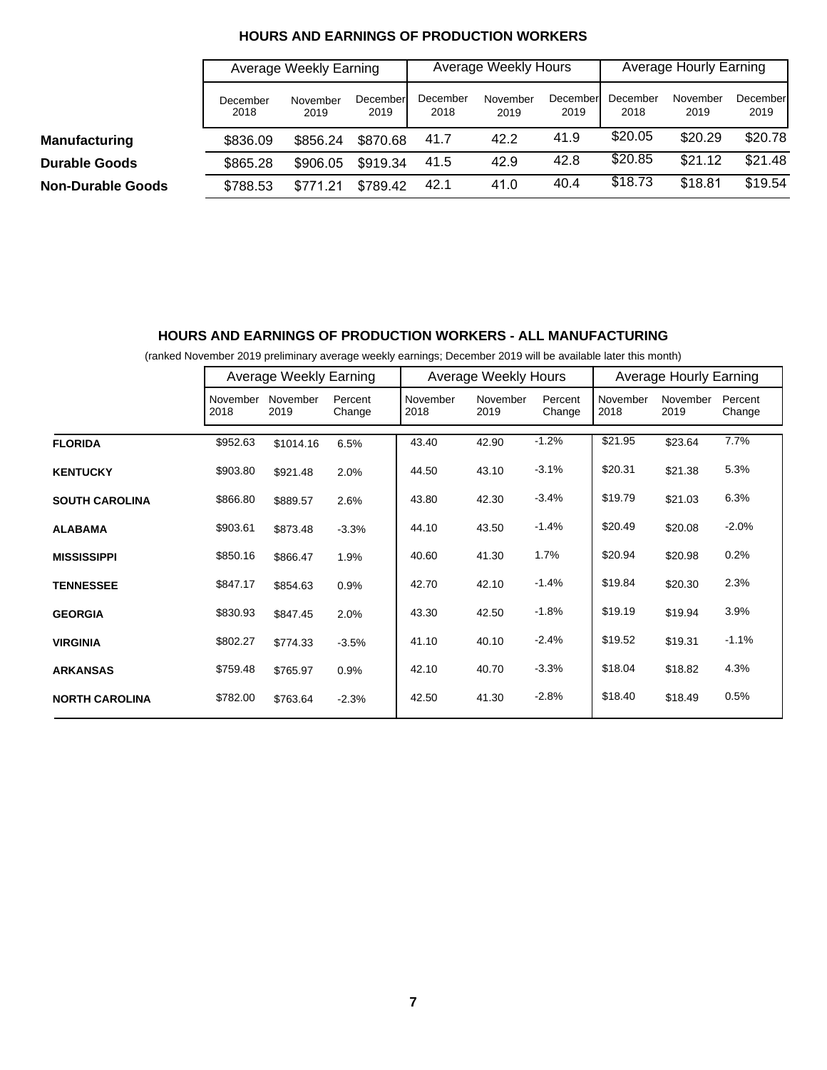## HOURS AND EARNINGS OF PRODUCTION WORKERS

| | Average Weekly Earning | | | Average Weekly Hours | | | Average Hourly Earning | | |
|---|---|---|---|---|---|---|---|---|---|
| | December 2018 | November 2019 | December 2019 | December 2018 | November 2019 | December 2019 | December 2018 | November 2019 | December 2019 |
| **Manufacturing** | $836.09 | $856.24 | $870.68 | 41.7 | 42.2 | 41.9 | $20.05 | $20.29 | $20.78 |
| **Durable Goods** | $865.28 | $906.05 | $919.34 | 41.5 | 42.9 | 42.8 | $20.85 | $21.12 | $21.48 |
| **Non-Durable Goods** | $788.53 | $771.21 | $789.42 | 42.1 | 41.0 | 40.4 | $18.73 | $18.81 | $19.54 |

## HOURS AND EARNINGS OF PRODUCTION WORKERS - ALL MANUFACTURING

(ranked November 2019 preliminary average weekly earnings; December 2019 will be available later this month)

| | Average Weekly Earning | | | Average Weekly Hours | | | Average Hourly Earning | | |
|---|---|---|---|---|---|---|---|---|---|
| | November 2018 | November 2019 | Percent Change | November 2018 | November 2019 | Percent Change | November 2018 | November 2019 | Percent Change |
| **FLORIDA** | $952.63 | $1014.16 | 6.5% | 43.40 | 42.90 | -1.2% | $21.95 | $23.64 | 7.7% |
| **KENTUCKY** | $903.80 | $921.48 | 2.0% | 44.50 | 43.10 | -3.1% | $20.31 | $21.38 | 5.3% |
| **SOUTH CAROLINA** | $866.80 | $889.57 | 2.6% | 43.80 | 42.30 | -3.4% | $19.79 | $21.03 | 6.3% |
| **ALABAMA** | $903.61 | $873.48 | -3.3% | 44.10 | 43.50 | -1.4% | $20.49 | $20.08 | -2.0% |
| **MISSISSIPPI** | $850.16 | $866.47 | 1.9% | 40.60 | 41.30 | 1.7% | $20.94 | $20.98 | 0.2% |
| **TENNESSEE** | $847.17 | $854.63 | 0.9% | 42.70 | 42.10 | -1.4% | $19.84 | $20.30 | 2.3% |
| **GEORGIA** | $830.93 | $847.45 | 2.0% | 43.30 | 42.50 | -1.8% | $19.19 | $19.94 | 3.9% |
| **VIRGINIA** | $802.27 | $774.33 | -3.5% | 41.10 | 40.10 | -2.4% | $19.52 | $19.31 | -1.1% |
| **ARKANSAS** | $759.48 | $765.97 | 0.9% | 42.10 | 40.70 | -3.3% | $18.04 | $18.82 | 4.3% |
| **NORTH CAROLINA** | $782.00 | $763.64 | -2.3% | 42.50 | 41.30 | -2.8% | $18.40 | $18.49 | 0.5% |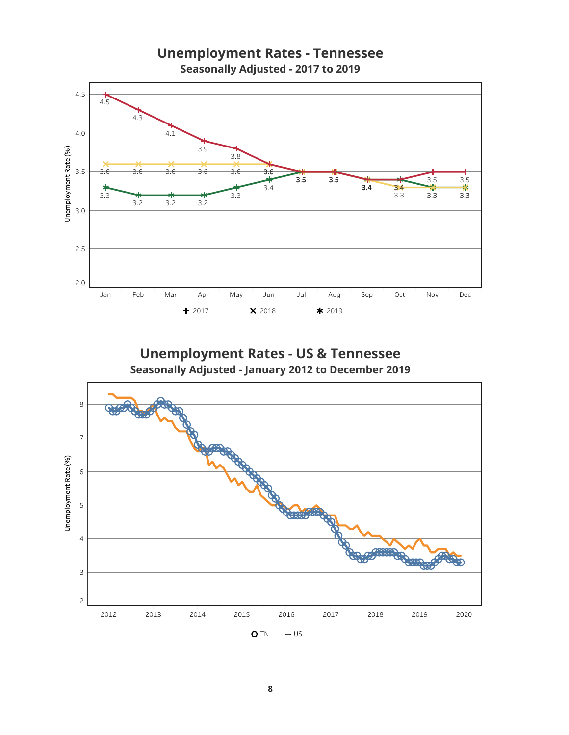## Unemployment Rates - Tennessee

### Seasonally Adjusted - 2017 to 2019

| Month | 2017 | 2018 | 2019 |
|---|---|---|---|
| Jan | 4.5 | 3.6 | 3.3 |
| Feb | 4.3 | 3.6 | 3.2 |
| Mar | 4.1 | 3.6 | 3.2 |
| Apr | 3.9 | 3.6 | 3.2 |
| May | 3.8 | 3.6 | 3.3 |
| Jun | 3.6 | 3.6 | 3.4 |
| Jul | 3.5 | 3.5 | 3.5 |
| Aug | 3.5 | 3.5 | 3.5 |
| Sep | 3.4 | 3.4 | 3.4 |
| Oct | 3.4 | 3.3 | 3.4 |
| Nov | 3.5 | 3.3 | 3.3 |
| Dec | 3.5 | 3.3 | 3.3 |

## Unemployment Rates - US & Tennessee

### Seasonally Adjusted - January 2012 to December 2019

Unemployment Rate (%)

Legend: TN, US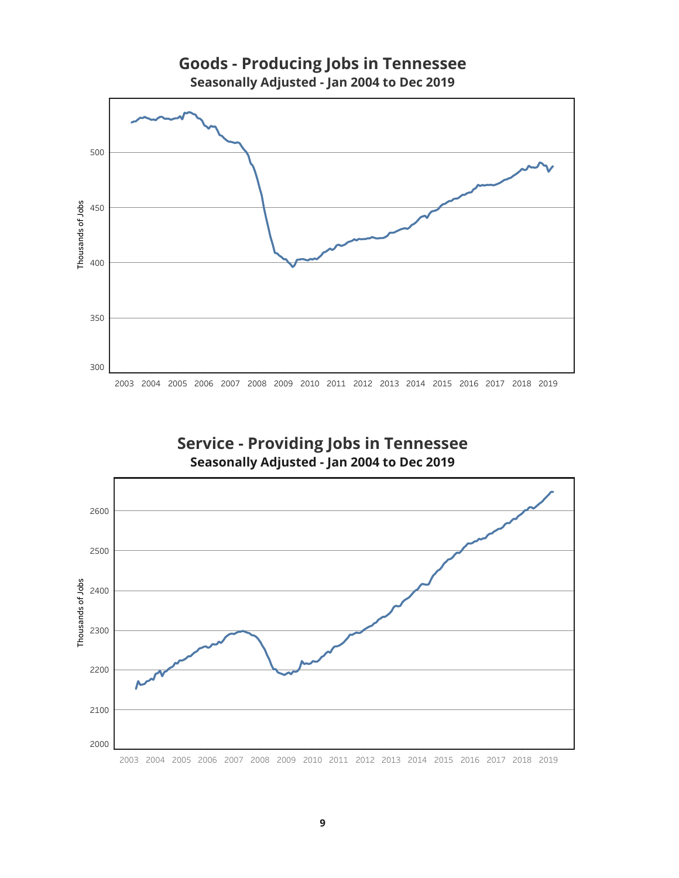## Goods - Producing Jobs in Tennessee

**Seasonally Adjusted - Jan 2004 to Dec 2019**

Thousands of Jobs

500
450
400
350
300

2003 2004 2005 2006 2007 2008 2009 2010 2011 2012 2013 2014 2015 2016 2017 2018 2019

## Service - Providing Jobs in Tennessee

**Seasonally Adjusted - Jan 2004 to Dec 2019**

Thousands of Jobs

2600
2500
2400
2300
2200
2100
2000

2003 2004 2005 2006 2007 2008 2009 2010 2011 2012 2013 2014 2015 2016 2017 2018 2019